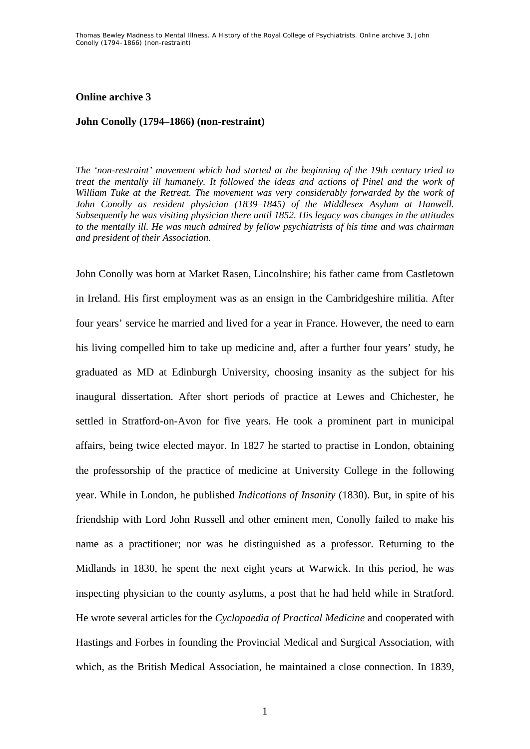## Online archive 3

### John Conolly (1794–1866) (non-restraint)

*The 'non-restraint' movement which had started at the beginning of the 19th century tried to treat the mentally ill humanely. It followed the ideas and actions of Pinel and the work of William Tuke at the Retreat. The movement was very considerably forwarded by the work of John Conolly as resident physician (1839–1845) of the Middlesex Asylum at Hanwell. Subsequently he was visiting physician there until 1852. His legacy was changes in the attitudes to the mentally ill. He was much admired by fellow psychiatrists of his time and was chairman and president of their Association.*

John Conolly was born at Market Rasen, Lincolnshire; his father came from Castletown in Ireland. His first employment was as an ensign in the Cambridgeshire militia. After four years' service he married and lived for a year in France. However, the need to earn his living compelled him to take up medicine and, after a further four years' study, he graduated as MD at Edinburgh University, choosing insanity as the subject for his inaugural dissertation. After short periods of practice at Lewes and Chichester, he settled in Stratford-on-Avon for five years. He took a prominent part in municipal affairs, being twice elected mayor. In 1827 he started to practise in London, obtaining the professorship of the practice of medicine at University College in the following year. While in London, he published *Indications of Insanity* (1830). But, in spite of his friendship with Lord John Russell and other eminent men, Conolly failed to make his name as a practitioner; nor was he distinguished as a professor. Returning to the Midlands in 1830, he spent the next eight years at Warwick. In this period, he was inspecting physician to the county asylums, a post that he had held while in Stratford. He wrote several articles for the *Cyclopaedia of Practical Medicine* and cooperated with Hastings and Forbes in founding the Provincial Medical and Surgical Association, with which, as the British Medical Association, he maintained a close connection. In 1839,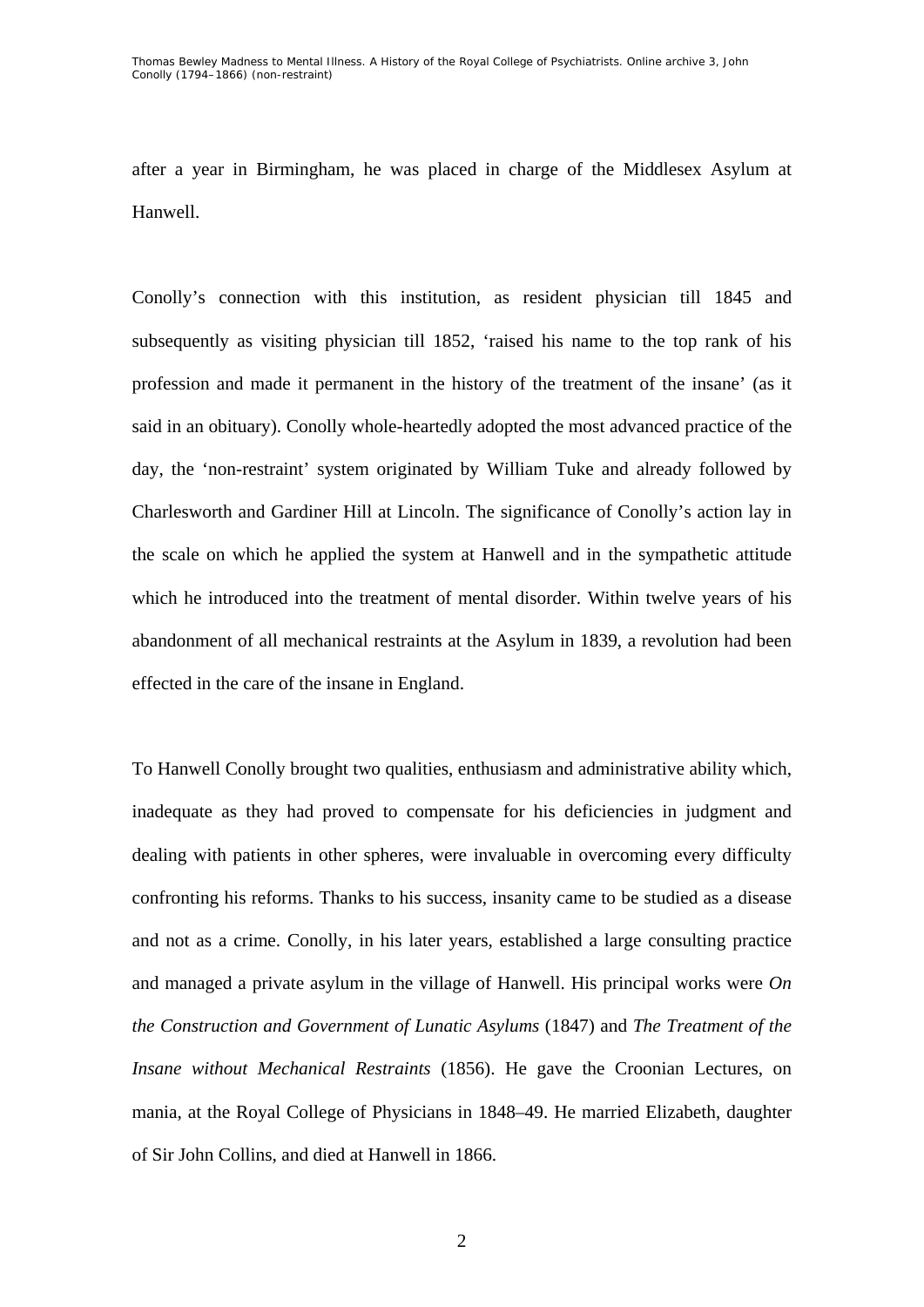after a year in Birmingham, he was placed in charge of the Middlesex Asylum at Hanwell.

Conolly's connection with this institution, as resident physician till 1845 and subsequently as visiting physician till 1852, 'raised his name to the top rank of his profession and made it permanent in the history of the treatment of the insane' (as it said in an obituary). Conolly whole-heartedly adopted the most advanced practice of the day, the 'non-restraint' system originated by William Tuke and already followed by Charlesworth and Gardiner Hill at Lincoln. The significance of Conolly's action lay in the scale on which he applied the system at Hanwell and in the sympathetic attitude which he introduced into the treatment of mental disorder. Within twelve years of his abandonment of all mechanical restraints at the Asylum in 1839, a revolution had been effected in the care of the insane in England.

To Hanwell Conolly brought two qualities, enthusiasm and administrative ability which, inadequate as they had proved to compensate for his deficiencies in judgment and dealing with patients in other spheres, were invaluable in overcoming every difficulty confronting his reforms. Thanks to his success, insanity came to be studied as a disease and not as a crime. Conolly, in his later years, established a large consulting practice and managed a private asylum in the village of Hanwell. His principal works were *On the Construction and Government of Lunatic Asylums* (1847) and *The Treatment of the Insane without Mechanical Restraints* (1856). He gave the Croonian Lectures, on mania, at the Royal College of Physicians in 1848–49. He married Elizabeth, daughter of Sir John Collins, and died at Hanwell in 1866.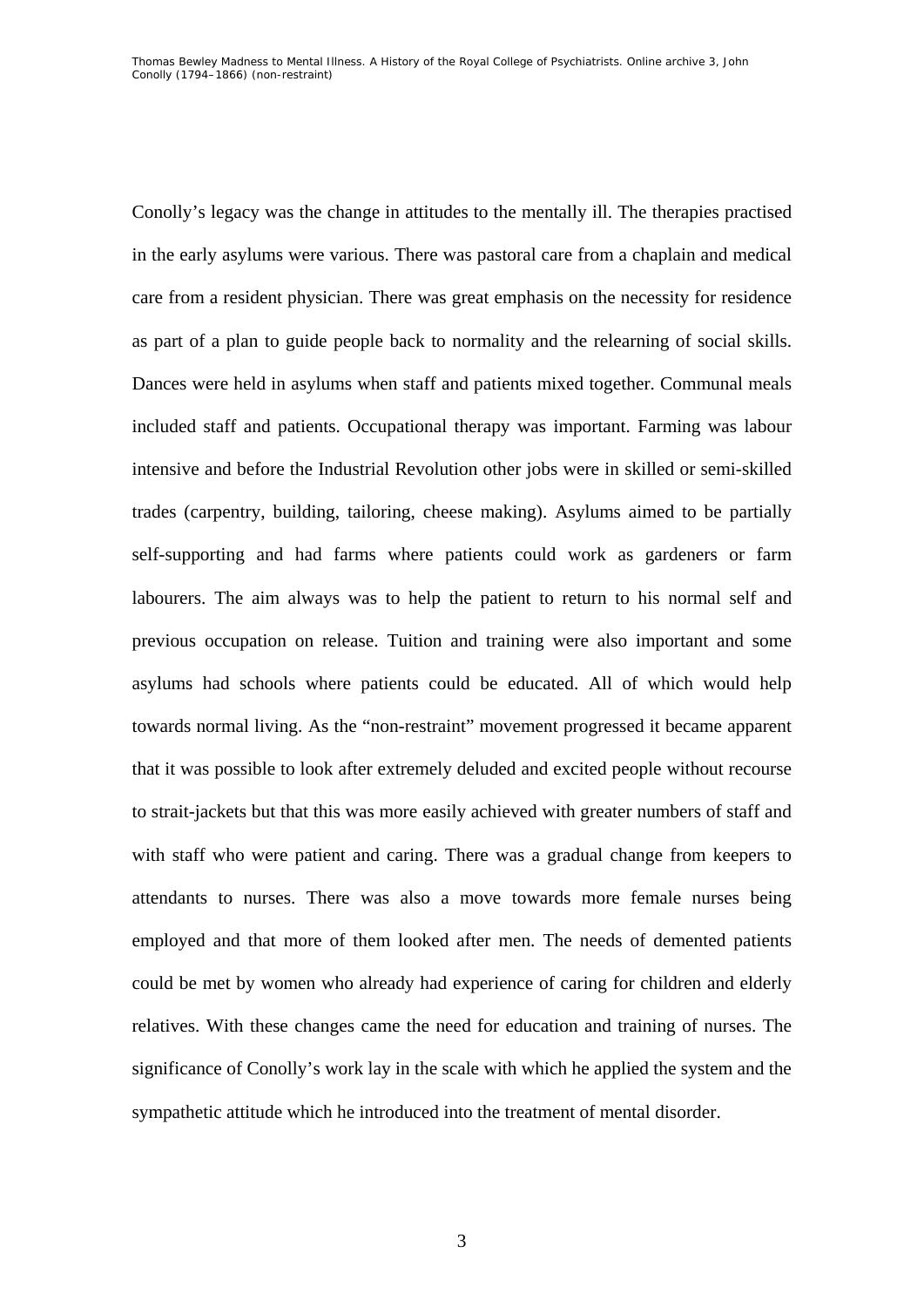Conolly's legacy was the change in attitudes to the mentally ill. The therapies practised in the early asylums were various. There was pastoral care from a chaplain and medical care from a resident physician. There was great emphasis on the necessity for residence as part of a plan to guide people back to normality and the relearning of social skills. Dances were held in asylums when staff and patients mixed together. Communal meals included staff and patients. Occupational therapy was important. Farming was labour intensive and before the Industrial Revolution other jobs were in skilled or semi-skilled trades (carpentry, building, tailoring, cheese making). Asylums aimed to be partially self-supporting and had farms where patients could work as gardeners or farm labourers. The aim always was to help the patient to return to his normal self and previous occupation on release. Tuition and training were also important and some asylums had schools where patients could be educated. All of which would help towards normal living. As the "non-restraint" movement progressed it became apparent that it was possible to look after extremely deluded and excited people without recourse to strait-jackets but that this was more easily achieved with greater numbers of staff and with staff who were patient and caring. There was a gradual change from keepers to attendants to nurses. There was also a move towards more female nurses being employed and that more of them looked after men. The needs of demented patients could be met by women who already had experience of caring for children and elderly relatives. With these changes came the need for education and training of nurses. The significance of Conolly's work lay in the scale with which he applied the system and the sympathetic attitude which he introduced into the treatment of mental disorder.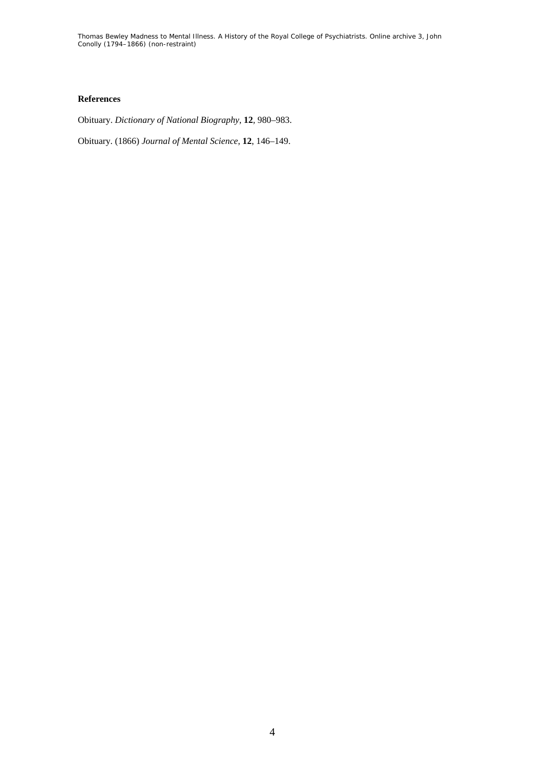**References**

Obituary. *Dictionary of National Biography*, **12**, 980–983.

Obituary. (1866) *Journal of Mental Science*, **12**, 146–149.